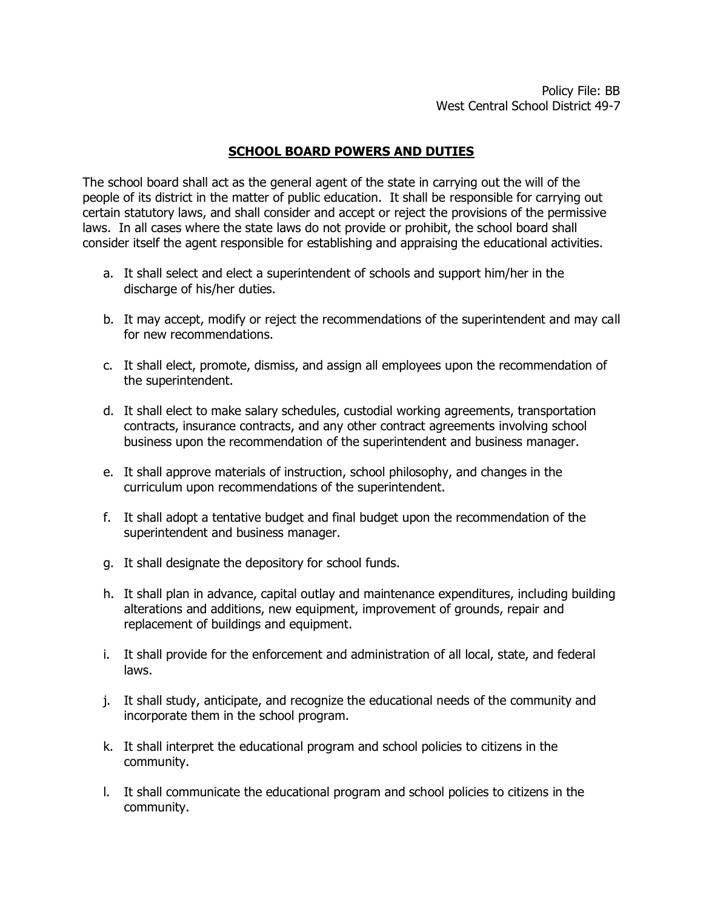Policy File: BB
West Central School District 49-7

## SCHOOL BOARD POWERS AND DUTIES

The school board shall act as the general agent of the state in carrying out the will of the people of its district in the matter of public education. It shall be responsible for carrying out certain statutory laws, and shall consider and accept or reject the provisions of the permissive laws. In all cases where the state laws do not provide or prohibit, the school board shall consider itself the agent responsible for establishing and appraising the educational activities.

a. It shall select and elect a superintendent of schools and support him/her in the discharge of his/her duties.

b. It may accept, modify or reject the recommendations of the superintendent and may call for new recommendations.

c. It shall elect, promote, dismiss, and assign all employees upon the recommendation of the superintendent.

d. It shall elect to make salary schedules, custodial working agreements, transportation contracts, insurance contracts, and any other contract agreements involving school business upon the recommendation of the superintendent and business manager.

e. It shall approve materials of instruction, school philosophy, and changes in the curriculum upon recommendations of the superintendent.

f. It shall adopt a tentative budget and final budget upon the recommendation of the superintendent and business manager.

g. It shall designate the depository for school funds.

h. It shall plan in advance, capital outlay and maintenance expenditures, including building alterations and additions, new equipment, improvement of grounds, repair and replacement of buildings and equipment.

i. It shall provide for the enforcement and administration of all local, state, and federal laws.

j. It shall study, anticipate, and recognize the educational needs of the community and incorporate them in the school program.

k. It shall interpret the educational program and school policies to citizens in the community.

l. It shall communicate the educational program and school policies to citizens in the community.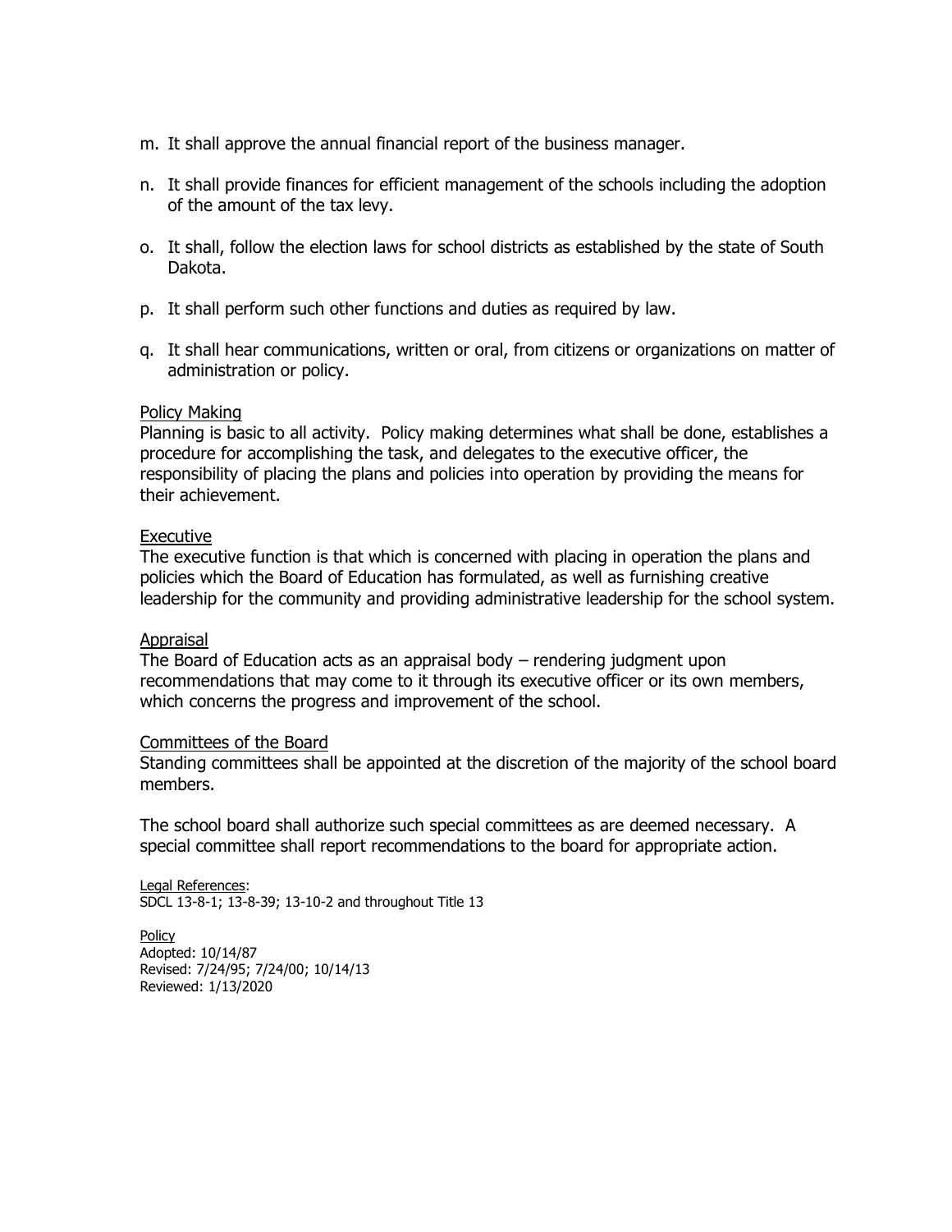m. It shall approve the annual financial report of the business manager.

n. It shall provide finances for efficient management of the schools including the adoption of the amount of the tax levy.

o. It shall, follow the election laws for school districts as established by the state of South Dakota.

p. It shall perform such other functions and duties as required by law.

q. It shall hear communications, written or oral, from citizens or organizations on matter of administration or policy.

Policy Making

Planning is basic to all activity. Policy making determines what shall be done, establishes a procedure for accomplishing the task, and delegates to the executive officer, the responsibility of placing the plans and policies into operation by providing the means for their achievement.

Executive

The executive function is that which is concerned with placing in operation the plans and policies which the Board of Education has formulated, as well as furnishing creative leadership for the community and providing administrative leadership for the school system.

Appraisal

The Board of Education acts as an appraisal body – rendering judgment upon recommendations that may come to it through its executive officer or its own members, which concerns the progress and improvement of the school.

Committees of the Board

Standing committees shall be appointed at the discretion of the majority of the school board members.

The school board shall authorize such special committees as are deemed necessary. A special committee shall report recommendations to the board for appropriate action.

Legal References:
SDCL 13-8-1; 13-8-39; 13-10-2 and throughout Title 13

Policy
Adopted: 10/14/87
Revised: 7/24/95; 7/24/00; 10/14/13
Reviewed: 1/13/2020